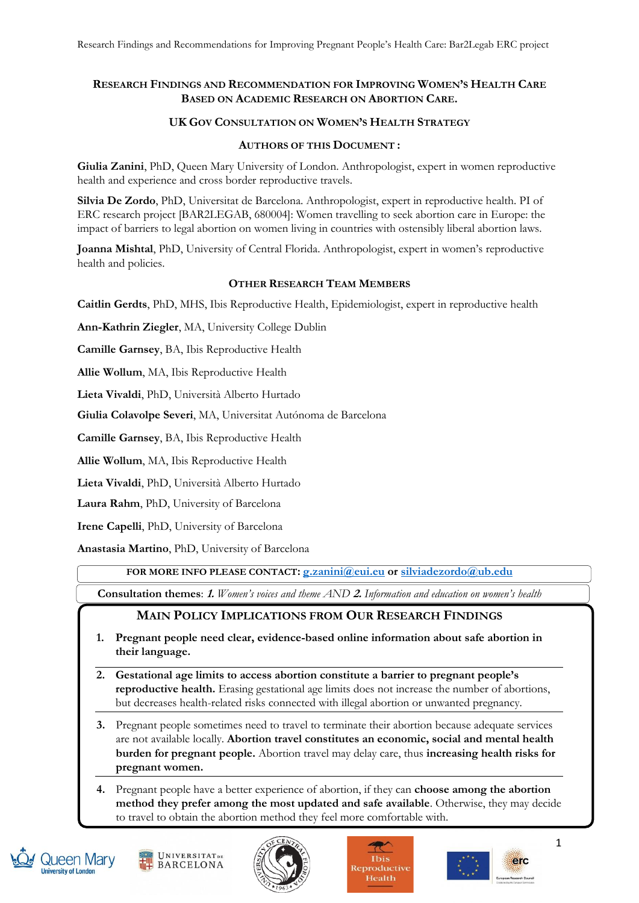# Research Findings and Recommendation for Improving Women's Health Care Based on Academic Research on Abortion Care.

## UK Gov Consultation on Women's Health Strategy

### Authors of this Document :

**Giulia Zanini**, PhD, Queen Mary University of London. Anthropologist, expert in women reproductive health and experience and cross border reproductive travels.

**Silvia De Zordo**, PhD, Universitat de Barcelona. Anthropologist, expert in reproductive health. PI of ERC research project [BAR2LEGAB, 680004]: Women travelling to seek abortion care in Europe: the impact of barriers to legal abortion on women living in countries with ostensibly liberal abortion laws.

**Joanna Mishtal**, PhD, University of Central Florida. Anthropologist, expert in women's reproductive health and policies.

### Other Research Team Members

**Caitlin Gerdts**, PhD, MHS, Ibis Reproductive Health, Epidemiologist, expert in reproductive health

**Ann-Kathrin Ziegler**, MA, University College Dublin

**Camille Garnsey**, BA, Ibis Reproductive Health

**Allie Wollum**, MA, Ibis Reproductive Health

**Lieta Vivaldi**, PhD, Università Alberto Hurtado

**Giulia Colavolpe Severi**, MA, Universitat Autónoma de Barcelona

**Camille Garnsey**, BA, Ibis Reproductive Health

**Allie Wollum**, MA, Ibis Reproductive Health

**Lieta Vivaldi**, PhD, Università Alberto Hurtado

**Laura Rahm**, PhD, University of Barcelona

**Irene Capelli**, PhD, University of Barcelona

**Anastasia Martino**, PhD, University of Barcelona

**FOR MORE INFO PLEASE CONTACT: g.zanini@eui.eu or silviadezordo@ub.edu**

**Consultation themes**: *1. Women's voices and theme AND 2. Information and education on women's health*

### Main Policy Implications from Our Research Findings

1. **Pregnant people need clear, evidence-based online information about safe abortion in their language.**
2. **Gestational age limits to access abortion constitute a barrier to pregnant people's reproductive health.** Erasing gestational age limits does not increase the number of abortions, but decreases health-related risks connected with illegal abortion or unwanted pregnancy.
3. Pregnant people sometimes need to travel to terminate their abortion because adequate services are not available locally. **Abortion travel constitutes an economic, social and mental health burden for pregnant people.** Abortion travel may delay care, thus **increasing health risks for pregnant women.**
4. Pregnant people have a better experience of abortion, if they can **choose among the abortion method they prefer among the most updated and safe available**. Otherwise, they may decide to travel to obtain the abortion method they feel more comfortable with.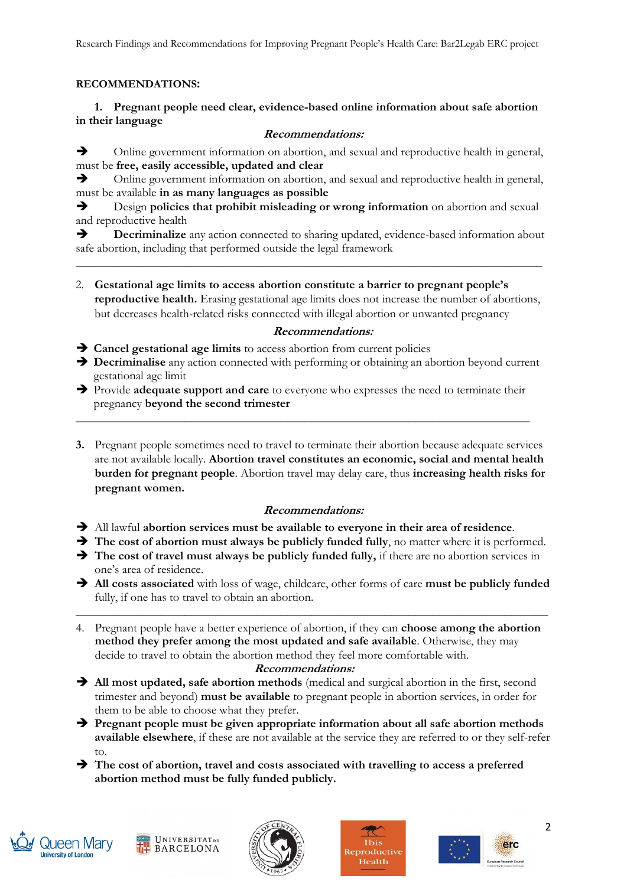**RECOMMENDATIONS:**

1. **Pregnant people need clear, evidence-based online information about safe abortion in their language**

***Recommendations:***

- ➔ Online government information on abortion, and sexual and reproductive health in general, must be **free, easily accessible, updated and clear**
- ➔ Online government information on abortion, and sexual and reproductive health in general, must be available **in as many languages as possible**
- ➔ Design **policies that prohibit misleading or wrong information** on abortion and sexual and reproductive health
- ➔ **Decriminalize** any action connected to sharing updated, evidence-based information about safe abortion, including that performed outside the legal framework

---

2. **Gestational age limits to access abortion constitute a barrier to pregnant people's reproductive health.** Erasing gestational age limits does not increase the number of abortions, but decreases health-related risks connected with illegal abortion or unwanted pregnancy

***Recommendations:***

- ➔ **Cancel gestational age limits** to access abortion from current policies
- ➔ **Decriminalise** any action connected with performing or obtaining an abortion beyond current gestational age limit
- ➔ Provide **adequate support and care** to everyone who expresses the need to terminate their pregnancy **beyond the second trimester**

---

3. Pregnant people sometimes need to travel to terminate their abortion because adequate services are not available locally. **Abortion travel constitutes an economic, social and mental health burden for pregnant people**. Abortion travel may delay care, thus **increasing health risks for pregnant women.**

***Recommendations:***

- ➔ All lawful **abortion services must be available to everyone in their area of residence**.
- ➔ **The cost of abortion must always be publicly funded fully**, no matter where it is performed.
- ➔ **The cost of travel must always be publicly funded fully,** if there are no abortion services in one's area of residence.
- ➔ **All costs associated** with loss of wage, childcare, other forms of care **must be publicly funded** fully, if one has to travel to obtain an abortion.

---

4. Pregnant people have a better experience of abortion, if they can **choose among the abortion method they prefer among the most updated and safe available**. Otherwise, they may decide to travel to obtain the abortion method they feel more comfortable with.

***Recommendations:***

- ➔ **All most updated, safe abortion methods** (medical and surgical abortion in the first, second trimester and beyond) **must be available** to pregnant people in abortion services, in order for them to be able to choose what they prefer.
- ➔ **Pregnant people must be given appropriate information about all safe abortion methods available elsewhere**, if these are not available at the service they are referred to or they self-refer to.
- ➔ **The cost of abortion, travel and costs associated with travelling to access a preferred abortion method must be fully funded publicly.**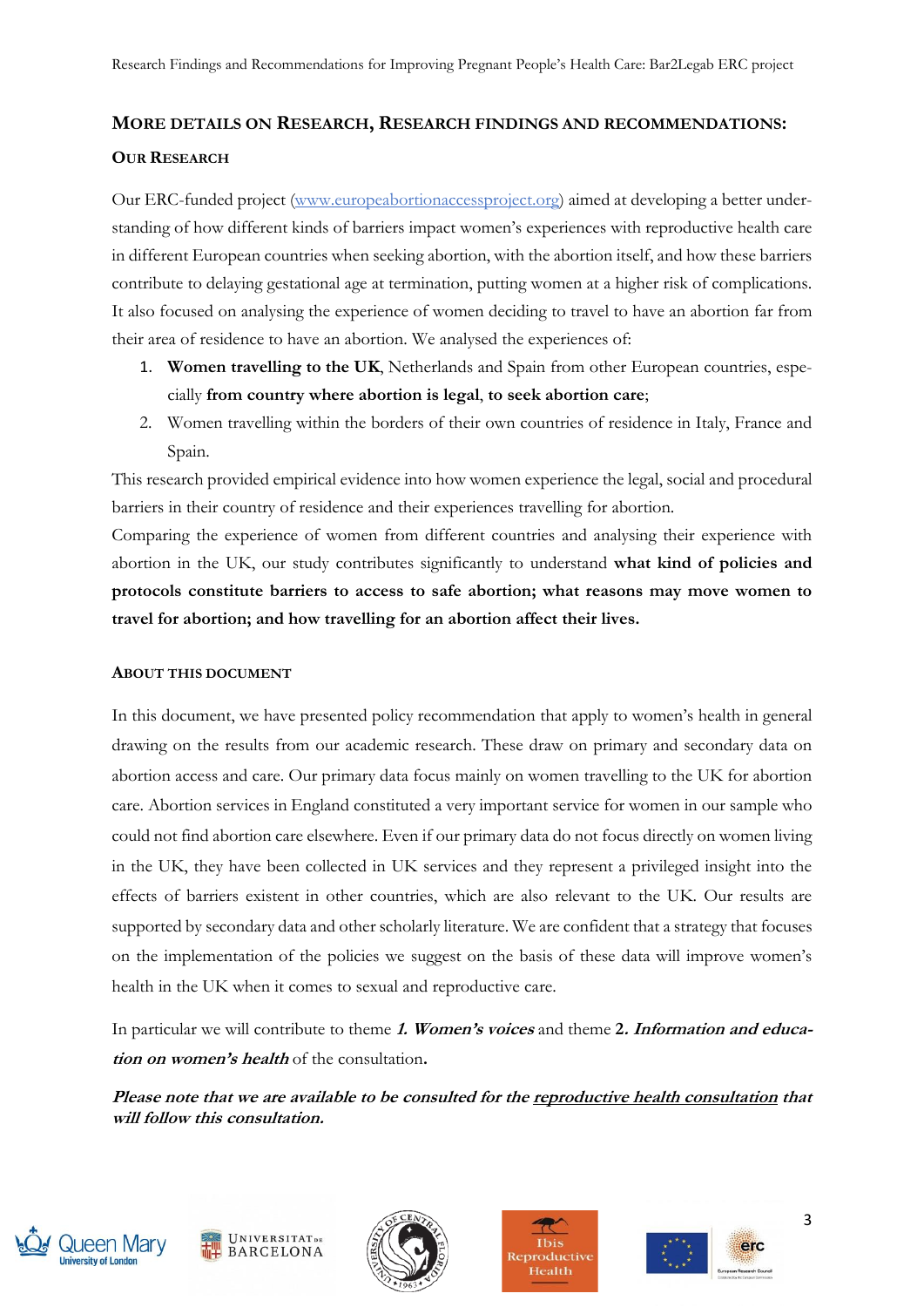## More details on Research, Research findings and recommendations:

### Our Research

Our ERC-funded project (www.europeabortionaccessproject.org) aimed at developing a better understanding of how different kinds of barriers impact women's experiences with reproductive health care in different European countries when seeking abortion, with the abortion itself, and how these barriers contribute to delaying gestational age at termination, putting women at a higher risk of complications. It also focused on analysing the experience of women deciding to travel to have an abortion far from their area of residence to have an abortion. We analysed the experiences of:

1. **Women travelling to the UK**, Netherlands and Spain from other European countries, especially **from country where abortion is legal**, **to seek abortion care**;
2. Women travelling within the borders of their own countries of residence in Italy, France and Spain.

This research provided empirical evidence into how women experience the legal, social and procedural barriers in their country of residence and their experiences travelling for abortion.

Comparing the experience of women from different countries and analysing their experience with abortion in the UK, our study contributes significantly to understand **what kind of policies and protocols constitute barriers to access to safe abortion; what reasons may move women to travel for abortion; and how travelling for an abortion affect their lives.**

### About this document

In this document, we have presented policy recommendation that apply to women's health in general drawing on the results from our academic research. These draw on primary and secondary data on abortion access and care. Our primary data focus mainly on women travelling to the UK for abortion care. Abortion services in England constituted a very important service for women in our sample who could not find abortion care elsewhere. Even if our primary data do not focus directly on women living in the UK, they have been collected in UK services and they represent a privileged insight into the effects of barriers existent in other countries, which are also relevant to the UK. Our results are supported by secondary data and other scholarly literature. We are confident that a strategy that focuses on the implementation of the policies we suggest on the basis of these data will improve women's health in the UK when it comes to sexual and reproductive care.

In particular we will contribute to theme ***1. Women's voices*** and theme **2. *Information and education on women's health*** of the consultation**.**

***Please note that we are available to be consulted for the reproductive health consultation that will follow this consultation.***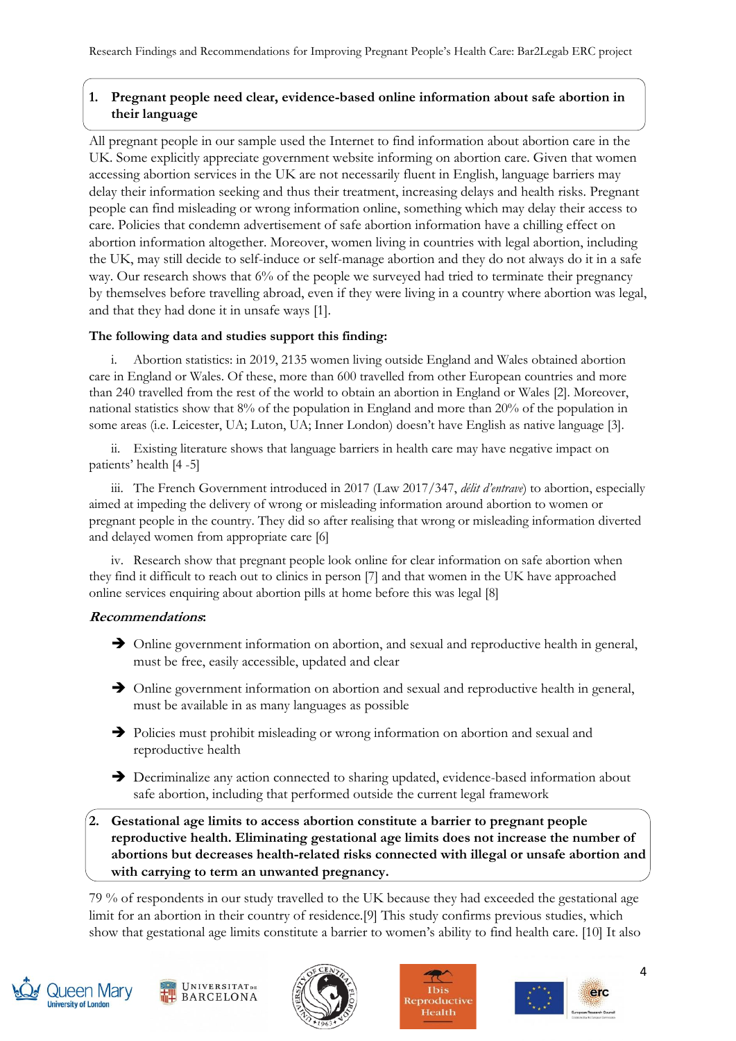### 1. Pregnant people need clear, evidence-based online information about safe abortion in their language

All pregnant people in our sample used the Internet to find information about abortion care in the UK. Some explicitly appreciate government website informing on abortion care. Given that women accessing abortion services in the UK are not necessarily fluent in English, language barriers may delay their information seeking and thus their treatment, increasing delays and health risks. Pregnant people can find misleading or wrong information online, something which may delay their access to care. Policies that condemn advertisement of safe abortion information have a chilling effect on abortion information altogether. Moreover, women living in countries with legal abortion, including the UK, may still decide to self-induce or self-manage abortion and they do not always do it in a safe way. Our research shows that 6% of the people we surveyed had tried to terminate their pregnancy by themselves before travelling abroad, even if they were living in a country where abortion was legal, and that they had done it in unsafe ways [1].

**The following data and studies support this finding:**

i. Abortion statistics: in 2019, 2135 women living outside England and Wales obtained abortion care in England or Wales. Of these, more than 600 travelled from other European countries and more than 240 travelled from the rest of the world to obtain an abortion in England or Wales [2]. Moreover, national statistics show that 8% of the population in England and more than 20% of the population in some areas (i.e. Leicester, UA; Luton, UA; Inner London) doesn't have English as native language [3].

ii. Existing literature shows that language barriers in health care may have negative impact on patients' health [4 -5]

iii. The French Government introduced in 2017 (Law 2017/347, *délit d'entrave*) to abortion, especially aimed at impeding the delivery of wrong or misleading information around abortion to women or pregnant people in the country. They did so after realising that wrong or misleading information diverted and delayed women from appropriate care [6]

iv. Research show that pregnant people look online for clear information on safe abortion when they find it difficult to reach out to clinics in person [7] and that women in the UK have approached online services enquiring about abortion pills at home before this was legal [8]

***Recommendations*:**

- ➔ Online government information on abortion, and sexual and reproductive health in general, must be free, easily accessible, updated and clear
- ➔ Online government information on abortion and sexual and reproductive health in general, must be available in as many languages as possible
- ➔ Policies must prohibit misleading or wrong information on abortion and sexual and reproductive health
- ➔ Decriminalize any action connected to sharing updated, evidence-based information about safe abortion, including that performed outside the current legal framework

### 2. Gestational age limits to access abortion constitute a barrier to pregnant people reproductive health. Eliminating gestational age limits does not increase the number of abortions but decreases health-related risks connected with illegal or unsafe abortion and with carrying to term an unwanted pregnancy.

79 % of respondents in our study travelled to the UK because they had exceeded the gestational age limit for an abortion in their country of residence.[9] This study confirms previous studies, which show that gestational age limits constitute a barrier to women's ability to find health care. [10] It also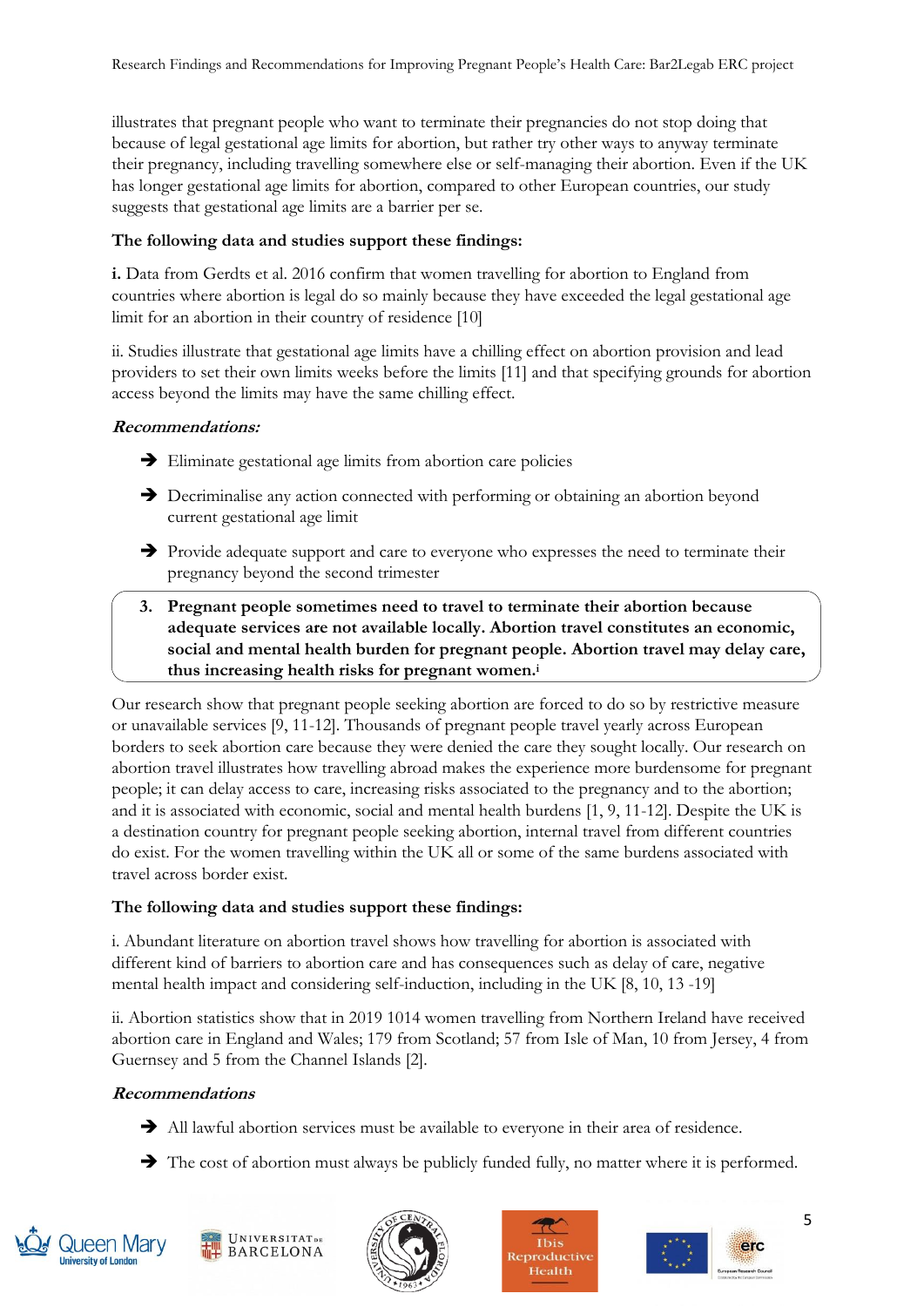illustrates that pregnant people who want to terminate their pregnancies do not stop doing that because of legal gestational age limits for abortion, but rather try other ways to anyway terminate their pregnancy, including travelling somewhere else or self-managing their abortion. Even if the UK has longer gestational age limits for abortion, compared to other European countries, our study suggests that gestational age limits are a barrier per se.

**The following data and studies support these findings:**

**i.** Data from Gerdts et al. 2016 confirm that women travelling for abortion to England from countries where abortion is legal do so mainly because they have exceeded the legal gestational age limit for an abortion in their country of residence [10]

ii. Studies illustrate that gestational age limits have a chilling effect on abortion provision and lead providers to set their own limits weeks before the limits [11] and that specifying grounds for abortion access beyond the limits may have the same chilling effect.

***Recommendations:***

- ➔ Eliminate gestational age limits from abortion care policies
- ➔ Decriminalise any action connected with performing or obtaining an abortion beyond current gestational age limit
- ➔ Provide adequate support and care to everyone who expresses the need to terminate their pregnancy beyond the second trimester

**3. Pregnant people sometimes need to travel to terminate their abortion because adequate services are not available locally. Abortion travel constitutes an economic, social and mental health burden for pregnant people. Abortion travel may delay care, thus increasing health risks for pregnant women.**[i]

Our research show that pregnant people seeking abortion are forced to do so by restrictive measure or unavailable services [9, 11-12]. Thousands of pregnant people travel yearly across European borders to seek abortion care because they were denied the care they sought locally. Our research on abortion travel illustrates how travelling abroad makes the experience more burdensome for pregnant people; it can delay access to care, increasing risks associated to the pregnancy and to the abortion; and it is associated with economic, social and mental health burdens [1, 9, 11-12]. Despite the UK is a destination country for pregnant people seeking abortion, internal travel from different countries do exist. For the women travelling within the UK all or some of the same burdens associated with travel across border exist.

**The following data and studies support these findings:**

i. Abundant literature on abortion travel shows how travelling for abortion is associated with different kind of barriers to abortion care and has consequences such as delay of care, negative mental health impact and considering self-induction, including in the UK [8, 10, 13 -19]

ii. Abortion statistics show that in 2019 1014 women travelling from Northern Ireland have received abortion care in England and Wales; 179 from Scotland; 57 from Isle of Man, 10 from Jersey, 4 from Guernsey and 5 from the Channel Islands [2].

***Recommendations***

- ➔ All lawful abortion services must be available to everyone in their area of residence.
- ➔ The cost of abortion must always be publicly funded fully, no matter where it is performed.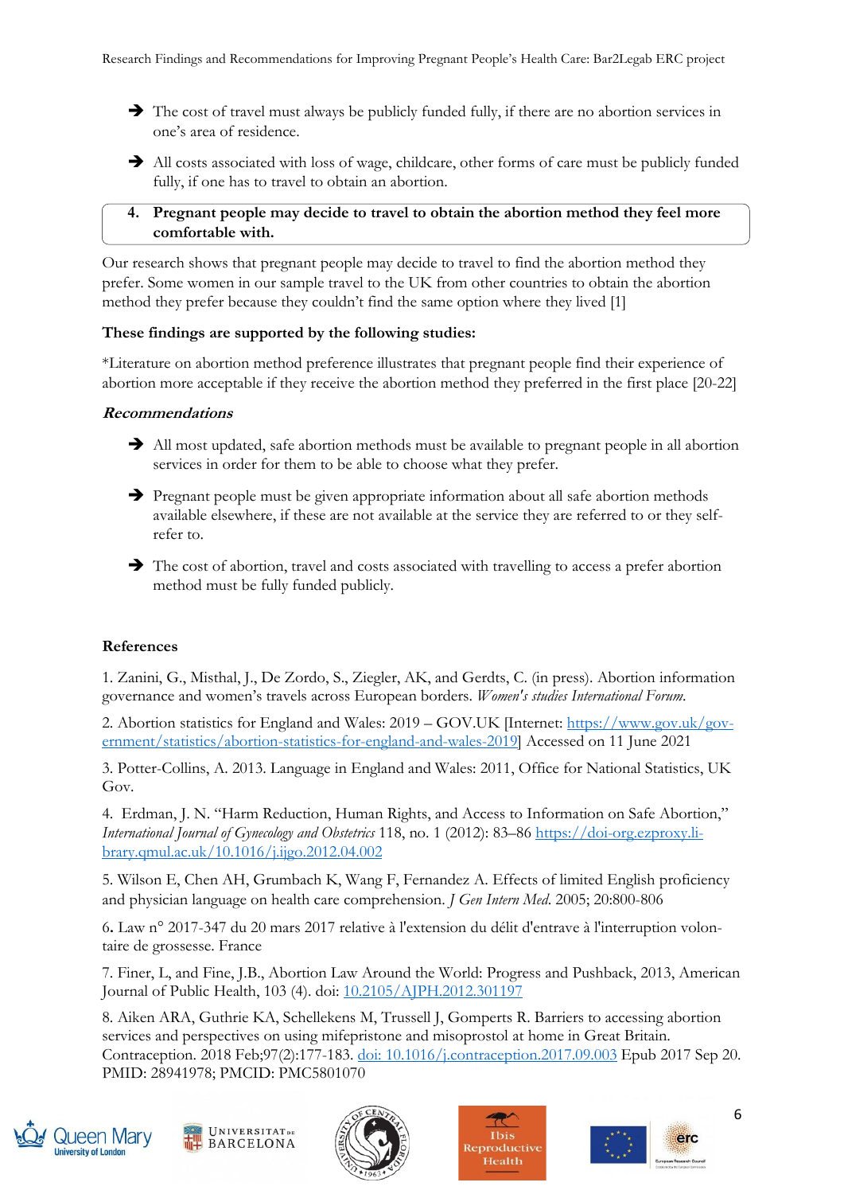- ➔ The cost of travel must always be publicly funded fully, if there are no abortion services in one's area of residence.
- ➔ All costs associated with loss of wage, childcare, other forms of care must be publicly funded fully, if one has to travel to obtain an abortion.

**4. Pregnant people may decide to travel to obtain the abortion method they feel more comfortable with.**

Our research shows that pregnant people may decide to travel to find the abortion method they prefer. Some women in our sample travel to the UK from other countries to obtain the abortion method they prefer because they couldn't find the same option where they lived [1]

**These findings are supported by the following studies:**

*Literature on abortion method preference illustrates that pregnant people find their experience of abortion more acceptable if they receive the abortion method they preferred in the first place [20-22]

***Recommendations***

- ➔ All most updated, safe abortion methods must be available to pregnant people in all abortion services in order for them to be able to choose what they prefer.
- ➔ Pregnant people must be given appropriate information about all safe abortion methods available elsewhere, if these are not available at the service they are referred to or they self-refer to.
- ➔ The cost of abortion, travel and costs associated with travelling to access a prefer abortion method must be fully funded publicly.

**References**

1. Zanini, G., Misthal, J., De Zordo, S., Ziegler, AK, and Gerdts, C. (in press). Abortion information governance and women's travels across European borders. *Women's studies International Forum.*

2. Abortion statistics for England and Wales: 2019 – GOV.UK [Internet: https://www.gov.uk/government/statistics/abortion-statistics-for-england-and-wales-2019] Accessed on 11 June 2021

3. Potter-Collins, A. 2013. Language in England and Wales: 2011, Office for National Statistics, UK Gov.

4. Erdman, J. N. "Harm Reduction, Human Rights, and Access to Information on Safe Abortion," *International Journal of Gynecology and Obstetrics* 118, no. 1 (2012): 83–86 https://doi-org.ezproxy.library.qmul.ac.uk/10.1016/j.ijgo.2012.04.002

5. Wilson E, Chen AH, Grumbach K, Wang F, Fernandez A. Effects of limited English proficiency and physician language on health care comprehension. *J Gen Intern Med.* 2005; 20:800-806

6. Law n° 2017-347 du 20 mars 2017 relative à l'extension du délit d'entrave à l'interruption volontaire de grossesse. France

7. Finer, L, and Fine, J.B., Abortion Law Around the World: Progress and Pushback, 2013, American Journal of Public Health, 103 (4). doi: 10.2105/AJPH.2012.301197

8. Aiken ARA, Guthrie KA, Schellekens M, Trussell J, Gomperts R. Barriers to accessing abortion services and perspectives on using mifepristone and misoprostol at home in Great Britain. Contraception. 2018 Feb;97(2):177-183. doi: 10.1016/j.contraception.2017.09.003 Epub 2017 Sep 20. PMID: 28941978; PMCID: PMC5801070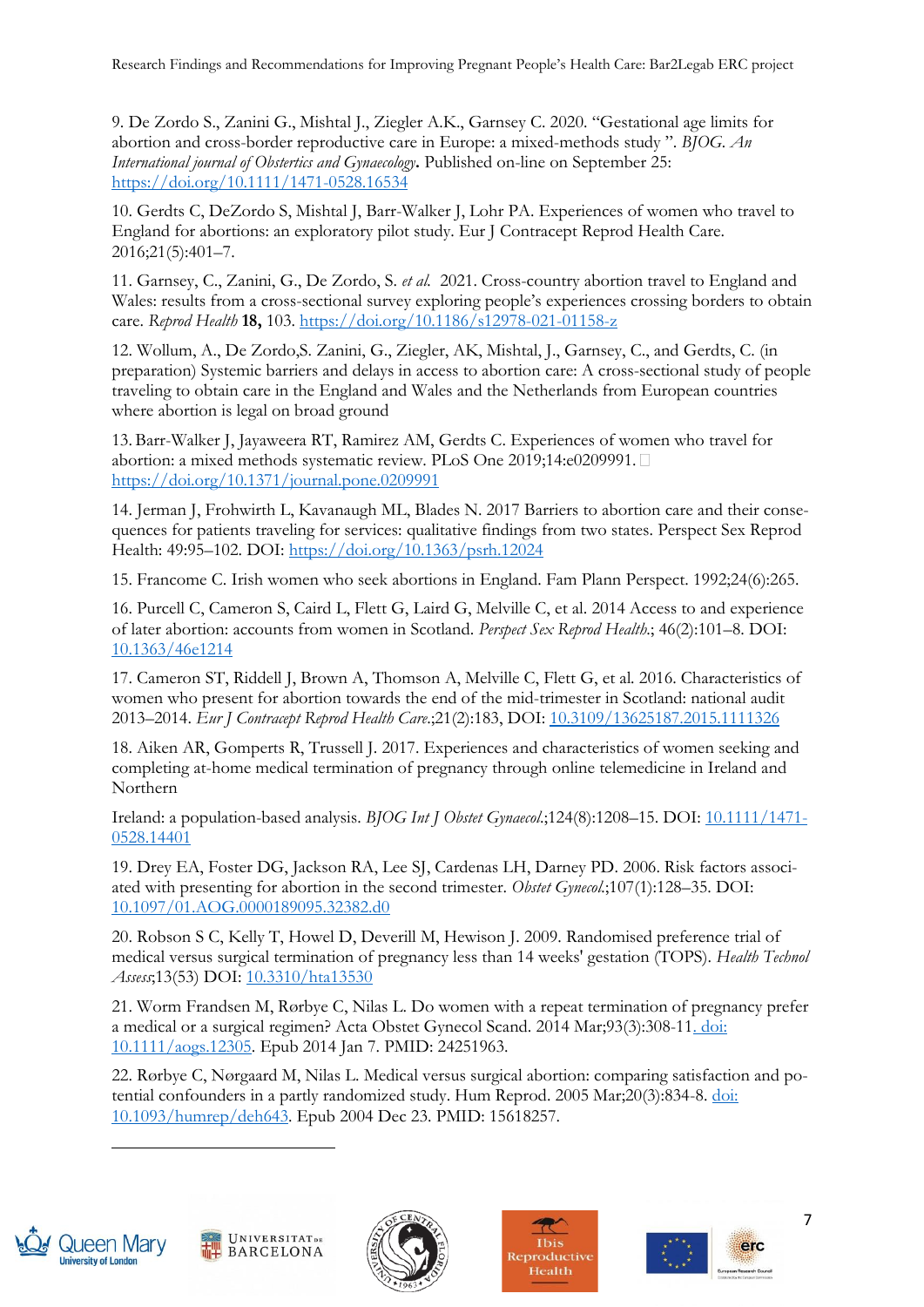9. De Zordo S., Zanini G., Mishtal J., Ziegler A.K., Garnsey C. 2020. "Gestational age limits for abortion and cross-border reproductive care in Europe: a mixed-methods study ". *BJOG. An International journal of Obstertics and Gynaecology***.** Published on-line on September 25: https://doi.org/10.1111/1471-0528.16534

10. Gerdts C, DeZordo S, Mishtal J, Barr-Walker J, Lohr PA. Experiences of women who travel to England for abortions: an exploratory pilot study. Eur J Contracept Reprod Health Care. 2016;21(5):401–7.

11. Garnsey, C., Zanini, G., De Zordo, S. *et al.* 2021. Cross-country abortion travel to England and Wales: results from a cross-sectional survey exploring people's experiences crossing borders to obtain care. *Reprod Health* **18,** 103. https://doi.org/10.1186/s12978-021-01158-z

12. Wollum, A., De Zordo,S. Zanini, G., Ziegler, AK, Mishtal, J., Garnsey, C., and Gerdts, C. (in preparation) Systemic barriers and delays in access to abortion care: A cross-sectional study of people traveling to obtain care in the England and Wales and the Netherlands from European countries where abortion is legal on broad ground

13. Barr-Walker J, Jayaweera RT, Ramirez AM, Gerdts C. Experiences of women who travel for abortion: a mixed methods systematic review. PLoS One 2019;14:e0209991. https://doi.org/10.1371/journal.pone.0209991

14. Jerman J, Frohwirth L, Kavanaugh ML, Blades N. 2017 Barriers to abortion care and their consequences for patients traveling for services: qualitative findings from two states. Perspect Sex Reprod Health: 49:95–102. DOI: https://doi.org/10.1363/psrh.12024

15. Francome C. Irish women who seek abortions in England. Fam Plann Perspect. 1992;24(6):265.

16. Purcell C, Cameron S, Caird L, Flett G, Laird G, Melville C, et al. 2014 Access to and experience of later abortion: accounts from women in Scotland. *Perspect Sex Reprod Health.*; 46(2):101–8. DOI: 10.1363/46e1214

17. Cameron ST, Riddell J, Brown A, Thomson A, Melville C, Flett G, et al. 2016. Characteristics of women who present for abortion towards the end of the mid-trimester in Scotland: national audit 2013–2014. *Eur J Contracept Reprod Health Care.*;21(2):183, DOI: 10.3109/13625187.2015.1111326

18. Aiken AR, Gomperts R, Trussell J. 2017. Experiences and characteristics of women seeking and completing at-home medical termination of pregnancy through online telemedicine in Ireland and Northern

Ireland: a population-based analysis. *BJOG Int J Obstet Gynaecol.*;124(8):1208–15. DOI: 10.1111/1471-0528.14401

19. Drey EA, Foster DG, Jackson RA, Lee SJ, Cardenas LH, Darney PD. 2006. Risk factors associated with presenting for abortion in the second trimester. *Obstet Gynecol.*;107(1):128–35. DOI: 10.1097/01.AOG.0000189095.32382.d0

20. Robson S C, Kelly T, Howel D, Deverill M, Hewison J. 2009. Randomised preference trial of medical versus surgical termination of pregnancy less than 14 weeks' gestation (TOPS). *Health Technol Assess*;13(53) DOI: 10.3310/hta13530

21. Worm Frandsen M, Rørbye C, Nilas L. Do women with a repeat termination of pregnancy prefer a medical or a surgical regimen? Acta Obstet Gynecol Scand. 2014 Mar;93(3):308-11. doi: 10.1111/aogs.12305. Epub 2014 Jan 7. PMID: 24251963.

22. Rørbye C, Nørgaard M, Nilas L. Medical versus surgical abortion: comparing satisfaction and potential confounders in a partly randomized study. Hum Reprod. 2005 Mar;20(3):834-8. doi: 10.1093/humrep/deh643. Epub 2004 Dec 23. PMID: 15618257.